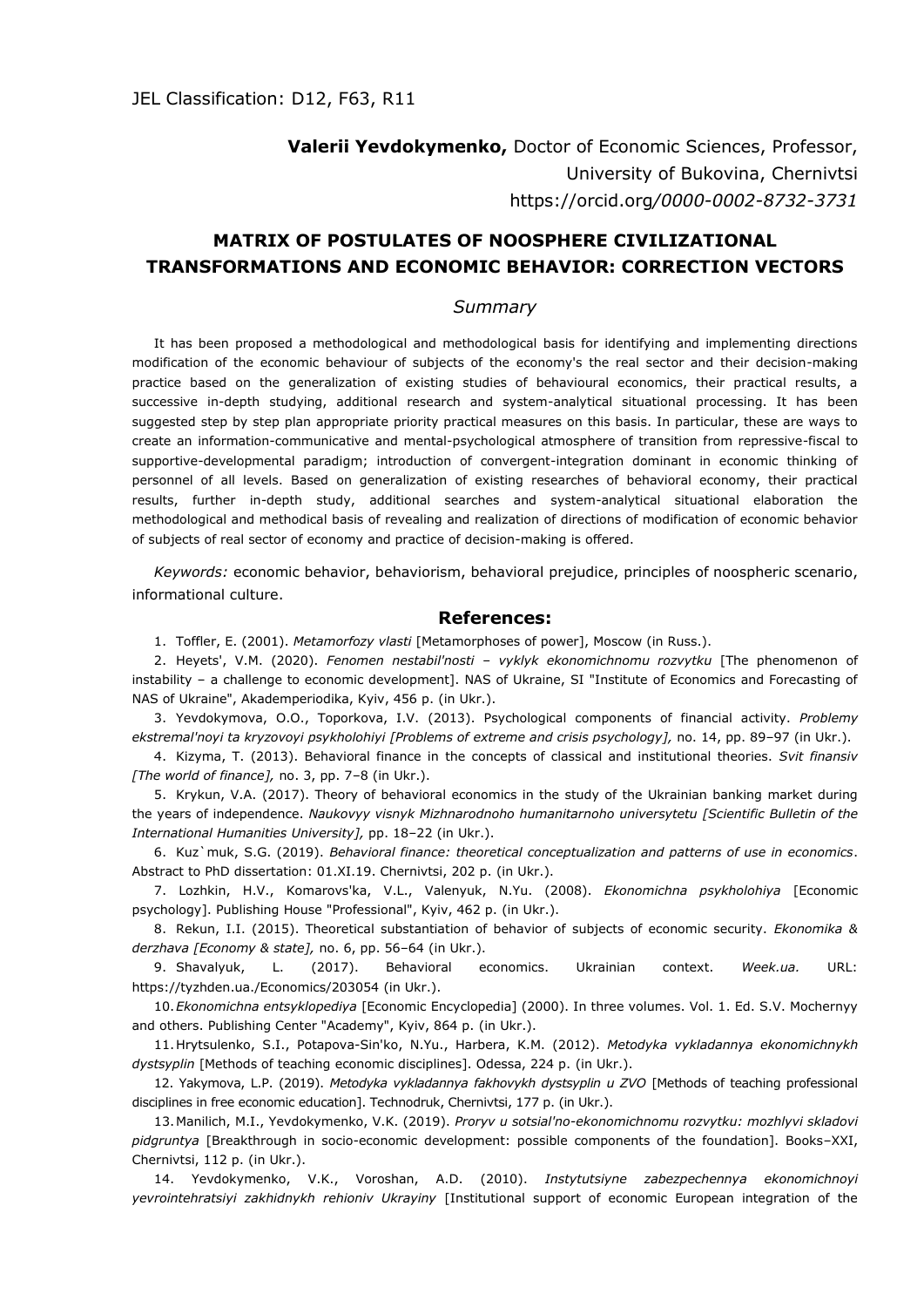JEL Classification: D12, F63, R11

**Valerii Yevdokymenko,** Doctor of Economic Sciences, Professor,
University of Bukovina, Chernivtsi
https://orcid.org*/0000-0002-8732-3731*

# MATRIX OF POSTULATES OF NOOSPHERE CIVILIZATIONAL TRANSFORMATIONS AND ECONOMIC BEHAVIOR: CORRECTION VECTORS

## *Summary*

It has been proposed a methodological and methodological basis for identifying and implementing directions modification of the economic behaviour of subjects of the economy's the real sector and their decision-making practice based on the generalization of existing studies of behavioural economics, their practical results, a successive in-depth studying, additional research and system-analytical situational processing. It has been suggested step by step plan appropriate priority practical measures on this basis. In particular, these are ways to create an information-communicative and mental-psychological atmosphere of transition from repressive-fiscal to supportive-developmental paradigm; introduction of convergent-integration dominant in economic thinking of personnel of all levels. Based on generalization of existing researches of behavioral economy, their practical results, further in-depth study, additional searches and system-analytical situational elaboration the methodological and methodical basis of revealing and realization of directions of modification of economic behavior of subjects of real sector of economy and practice of decision-making is offered.

*Keywords:* economic behavior, behaviorism, behavioral prejudice, principles of noospheric scenario, informational culture.

## References:

1. Toffler, E. (2001). *Metamorfozy vlasti* [Metamorphoses of power], Moscow (in Russ.).
2. Heyets', V.M. (2020). *Fenomen nestabil'nosti – vyklyk ekonomichnomu rozvytku* [The phenomenon of instability – a challenge to economic development]. NAS of Ukraine, SI "Institute of Economics and Forecasting of NAS of Ukraine", Akademperiodika, Kyiv, 456 p. (in Ukr.).
3. Yevdokymova, O.O., Toporkova, I.V. (2013). Psychological components of financial activity. *Problemy ekstremal'noyi ta kryzovoyi psykholohiyi [Problems of extreme and crisis psychology],* no. 14, pp. 89–97 (in Ukr.).
4. Kizyma, T. (2013). Behavioral finance in the concepts of classical and institutional theories. *Svit finansiv [The world of finance],* no. 3, pp. 7–8 (in Ukr.).
5. Krykun, V.A. (2017). Theory of behavioral economics in the study of the Ukrainian banking market during the years of independence. *Naukovyy visnyk Mizhnarodnoho humanitarnoho universytetu [Scientific Bulletin of the International Humanities University],* pp. 18–22 (in Ukr.).
6. Kuz`muk, S.G. (2019). *Behavioral finance: theoretical conceptualization and patterns of use in economics*. Abstract to PhD dissertation: 01.XI.19. Chernivtsi, 202 p. (in Ukr.).
7. Lozhkin, H.V., Komarovs'ka, V.L., Valenyuk, N.Yu. (2008). *Ekonomichna psykholohiya* [Economic psychology]. Publishing House "Professional", Kyiv, 462 p. (in Ukr.).
8. Rekun, I.I. (2015). Theoretical substantiation of behavior of subjects of economic security. *Ekonomika & derzhava [Economy & state],* no. 6, pp. 56–64 (in Ukr.).
9. Shavalyuk, L. (2017). Behavioral economics. Ukrainian context. *Week.ua.* URL: https://tyzhden.ua./Economics/203054 (in Ukr.).
10. *Ekonomichna entsyklopediya* [Economic Encyclopedia] (2000). In three volumes. Vol. 1. Ed. S.V. Mochernyy and others. Publishing Center "Academy", Kyiv, 864 p. (in Ukr.).
11. Hrytsulenko, S.I., Potapova-Sin'ko, N.Yu., Harbera, K.M. (2012). *Metodyka vykladannya ekonomichnykh dystsyplin* [Methods of teaching economic disciplines]. Odessa, 224 p. (in Ukr.).
12. Yakymova, L.P. (2019). *Metodyka vykladannya fakhovykh dystsyplin u ZVO* [Methods of teaching professional disciplines in free economic education]. Technodruk, Chernivtsi, 177 p. (in Ukr.).
13. Manilich, M.I., Yevdokymenko, V.K. (2019). *Proryv u sotsial'no-ekonomichnomu rozvytku: mozhlyvi skladovi pidgruntya* [Breakthrough in socio-economic development: possible components of the foundation]. Books–XXI, Chernivtsi, 112 p. (in Ukr.).
14. Yevdokymenko, V.K., Voroshan, A.D. (2010). *Instytutsiyne zabezpechennya ekonomichnoyi yevrointehratsiyi zakhidnykh rehioniv Ukrayiny* [Institutional support of economic European integration of the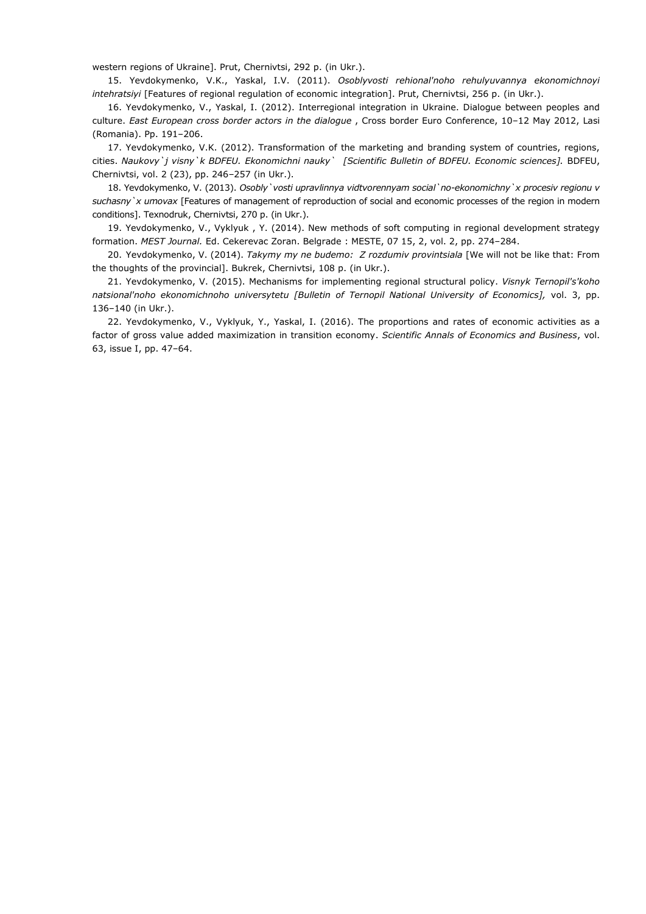western regions of Ukraine]. Prut, Chernivtsi, 292 p. (in Ukr.).

15. Yevdokymenko, V.K., Yaskal, I.V. (2011). *Osoblyvosti rehional'noho rehulyuvannya ekonomichnoyi intehratsiyi* [Features of regional regulation of economic integration]. Prut, Chernivtsi, 256 p. (in Ukr.).

16. Yevdokymenko, V., Yaskal, I. (2012). Interregional integration in Ukraine. Dialogue between peoples and culture. *East European cross border actors in the dialogue* , Cross border Euro Conference, 10–12 May 2012, Lasi (Romania). Pp. 191–206.

17. Yevdokymenko, V.K. (2012). Transformation of the marketing and branding system of countries, regions, cities. *Naukovy`j visny`k BDFEU. Ekonomichni nauky`  [Scientific Bulletin of BDFEU. Economic sciences]*. BDFEU, Chernivtsi, vol. 2 (23), pp. 246–257 (in Ukr.).

18. Yevdokymenko, V. (2013). *Osobly`vosti upravlinnya vidtvorennyam social`no-ekonomichny`x procesiv regionu v suchasny`x umovax* [Features of management of reproduction of social and economic processes of the region in modern conditions]. Texnodruk, Chernivtsi, 270 p. (in Ukr.).

19. Yevdokymenko, V., Vyklyuk , Y. (2014). New methods of soft computing in regional development strategy formation. *MEST Journal.* Ed. Cekerevac Zoran. Belgrade : MESTE, 07 15, 2, vol. 2, pp. 274–284.

20. Yevdokymenko, V. (2014). *Takymy my ne budemo:  Z rozdumiv provintsiala* [We will not be like that: From the thoughts of the provincial]. Bukrek, Chernivtsi, 108 p. (in Ukr.).

21. Yevdokymenko, V. (2015). Mechanisms for implementing regional structural policy. *Visnyk Ternopil's'koho natsional'noho ekonomichnoho universytetu [Bulletin of Ternopil National University of Economics],* vol. 3, pp. 136–140 (in Ukr.).

22. Yevdokymenko, V., Vyklyuk, Y., Yaskal, I. (2016). The proportions and rates of economic activities as a factor of gross value added maximization in transition economy. *Scientific Annals of Economics and Business*, vol. 63, issue I, pp. 47–64.